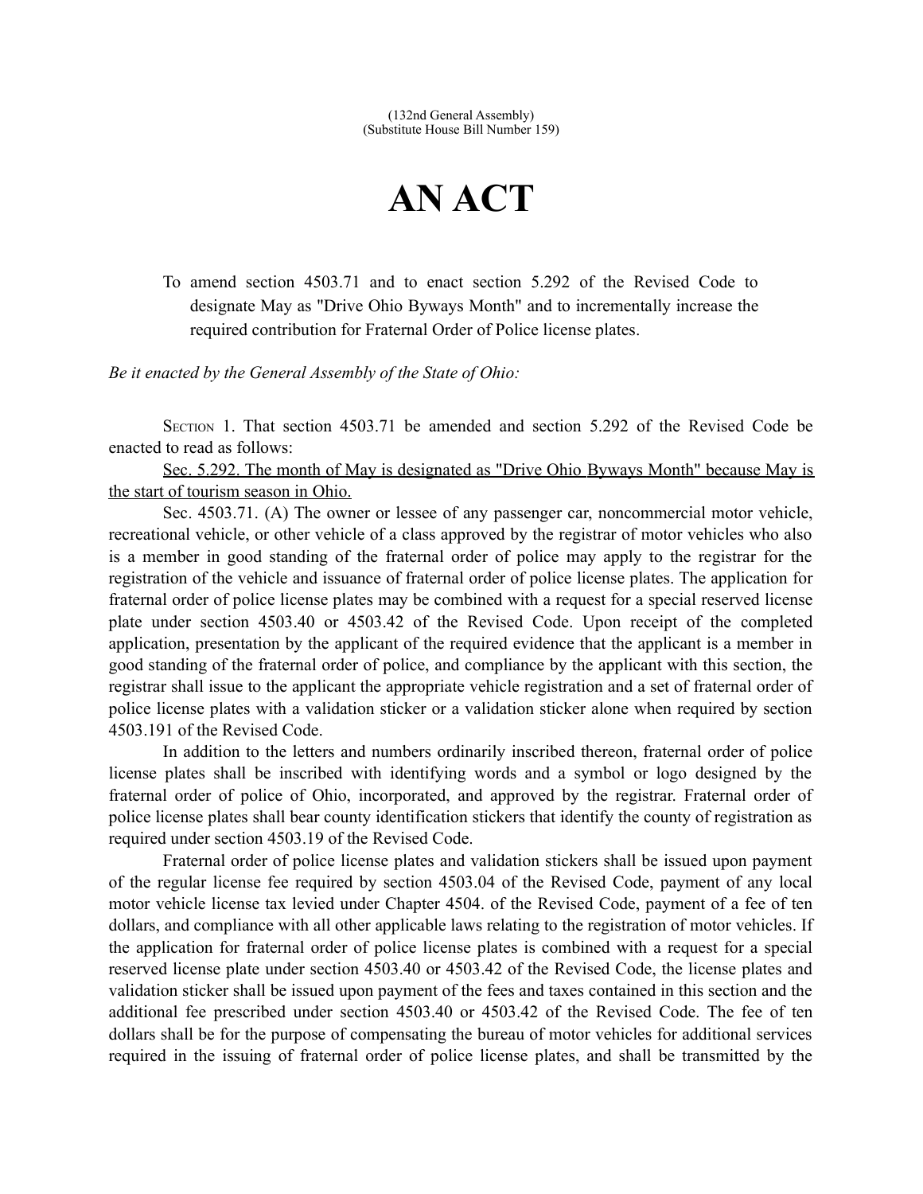(132nd General Assembly)
(Substitute House Bill Number 159)

# AN ACT

To amend section 4503.71 and to enact section 5.292 of the Revised Code to designate May as "Drive Ohio Byways Month" and to incrementally increase the required contribution for Fraternal Order of Police license plates.

*Be it enacted by the General Assembly of the State of Ohio:*

SECTION 1. That section 4503.71 be amended and section 5.292 of the Revised Code be enacted to read as follows:

<u>Sec. 5.292. The month of May is designated as "Drive Ohio Byways Month" because May is the start of tourism season in Ohio.</u>

Sec. 4503.71. (A) The owner or lessee of any passenger car, noncommercial motor vehicle, recreational vehicle, or other vehicle of a class approved by the registrar of motor vehicles who also is a member in good standing of the fraternal order of police may apply to the registrar for the registration of the vehicle and issuance of fraternal order of police license plates. The application for fraternal order of police license plates may be combined with a request for a special reserved license plate under section 4503.40 or 4503.42 of the Revised Code. Upon receipt of the completed application, presentation by the applicant of the required evidence that the applicant is a member in good standing of the fraternal order of police, and compliance by the applicant with this section, the registrar shall issue to the applicant the appropriate vehicle registration and a set of fraternal order of police license plates with a validation sticker or a validation sticker alone when required by section 4503.191 of the Revised Code.

In addition to the letters and numbers ordinarily inscribed thereon, fraternal order of police license plates shall be inscribed with identifying words and a symbol or logo designed by the fraternal order of police of Ohio, incorporated, and approved by the registrar. Fraternal order of police license plates shall bear county identification stickers that identify the county of registration as required under section 4503.19 of the Revised Code.

Fraternal order of police license plates and validation stickers shall be issued upon payment of the regular license fee required by section 4503.04 of the Revised Code, payment of any local motor vehicle license tax levied under Chapter 4504. of the Revised Code, payment of a fee of ten dollars, and compliance with all other applicable laws relating to the registration of motor vehicles. If the application for fraternal order of police license plates is combined with a request for a special reserved license plate under section 4503.40 or 4503.42 of the Revised Code, the license plates and validation sticker shall be issued upon payment of the fees and taxes contained in this section and the additional fee prescribed under section 4503.40 or 4503.42 of the Revised Code. The fee of ten dollars shall be for the purpose of compensating the bureau of motor vehicles for additional services required in the issuing of fraternal order of police license plates, and shall be transmitted by the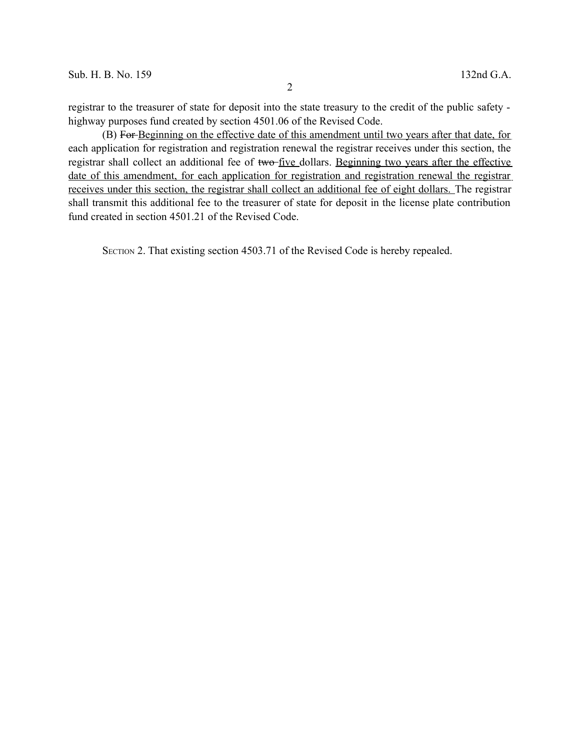registrar to the treasurer of state for deposit into the state treasury to the credit of the public safety - highway purposes fund created by section 4501.06 of the Revised Code.

(B) ~~For~~ Beginning on the effective date of this amendment until two years after that date, for each application for registration and registration renewal the registrar receives under this section, the registrar shall collect an additional fee of ~~two~~ five dollars. Beginning two years after the effective date of this amendment, for each application for registration and registration renewal the registrar receives under this section, the registrar shall collect an additional fee of eight dollars. The registrar shall transmit this additional fee to the treasurer of state for deposit in the license plate contribution fund created in section 4501.21 of the Revised Code.

SECTION 2. That existing section 4503.71 of the Revised Code is hereby repealed.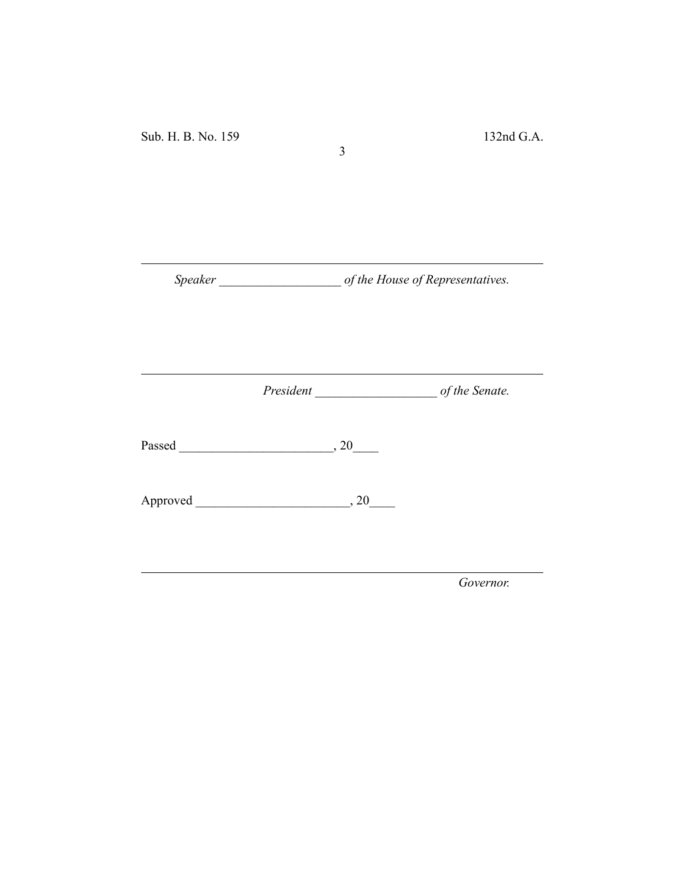---

*Speaker* ___________________ *of the House of Representatives.*

---

*President* ___________________ *of the Senate.*

Passed ________________________, 20____

Approved ________________________, 20____

---

*Governor.*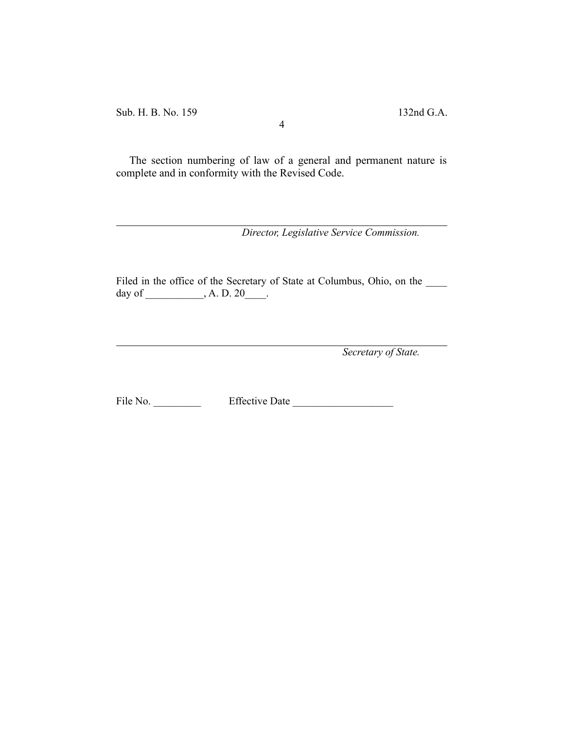The section numbering of law of a general and permanent nature is complete and in conformity with the Revised Code.

______________________________________________________________

*Director, Legislative Service Commission.*

Filed in the office of the Secretary of State at Columbus, Ohio, on the ____ day of ___________, A. D. 20____.

______________________________________________________________

*Secretary of State.*

File No. _________ Effective Date ___________________